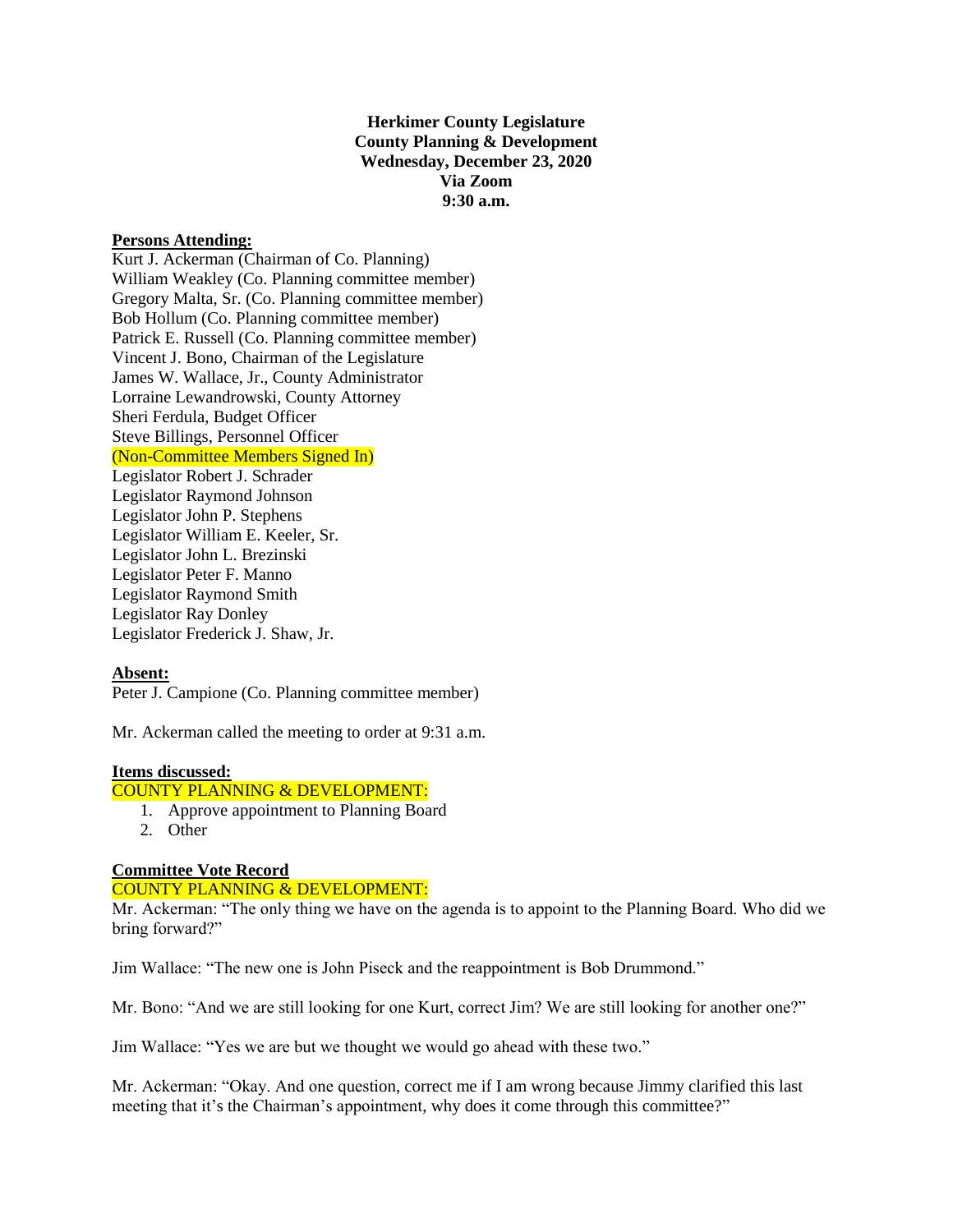**Herkimer County Legislature**
**County Planning & Development**
**Wednesday, December 23, 2020**
**Via Zoom**
**9:30 a.m.**

**Persons Attending:**

Kurt J. Ackerman (Chairman of Co. Planning)
William Weakley (Co. Planning committee member)
Gregory Malta, Sr. (Co. Planning committee member)
Bob Hollum (Co. Planning committee member)
Patrick E. Russell (Co. Planning committee member)
Vincent J. Bono, Chairman of the Legislature
James W. Wallace, Jr., County Administrator
Lorraine Lewandrowski, County Attorney
Sheri Ferdula, Budget Officer
Steve Billings, Personnel Officer
(Non-Committee Members Signed In)
Legislator Robert J. Schrader
Legislator Raymond Johnson
Legislator John P. Stephens
Legislator William E. Keeler, Sr.
Legislator John L. Brezinski
Legislator Peter F. Manno
Legislator Raymond Smith
Legislator Ray Donley
Legislator Frederick J. Shaw, Jr.

**Absent:**

Peter J. Campione (Co. Planning committee member)

Mr. Ackerman called the meeting to order at 9:31 a.m.

**Items discussed:**

COUNTY PLANNING & DEVELOPMENT:

1. Approve appointment to Planning Board
2. Other

**Committee Vote Record**

COUNTY PLANNING & DEVELOPMENT:

Mr. Ackerman: "The only thing we have on the agenda is to appoint to the Planning Board. Who did we bring forward?"

Jim Wallace: "The new one is John Piseck and the reappointment is Bob Drummond."

Mr. Bono: "And we are still looking for one Kurt, correct Jim? We are still looking for another one?"

Jim Wallace: "Yes we are but we thought we would go ahead with these two."

Mr. Ackerman: "Okay. And one question, correct me if I am wrong because Jimmy clarified this last meeting that it's the Chairman's appointment, why does it come through this committee?"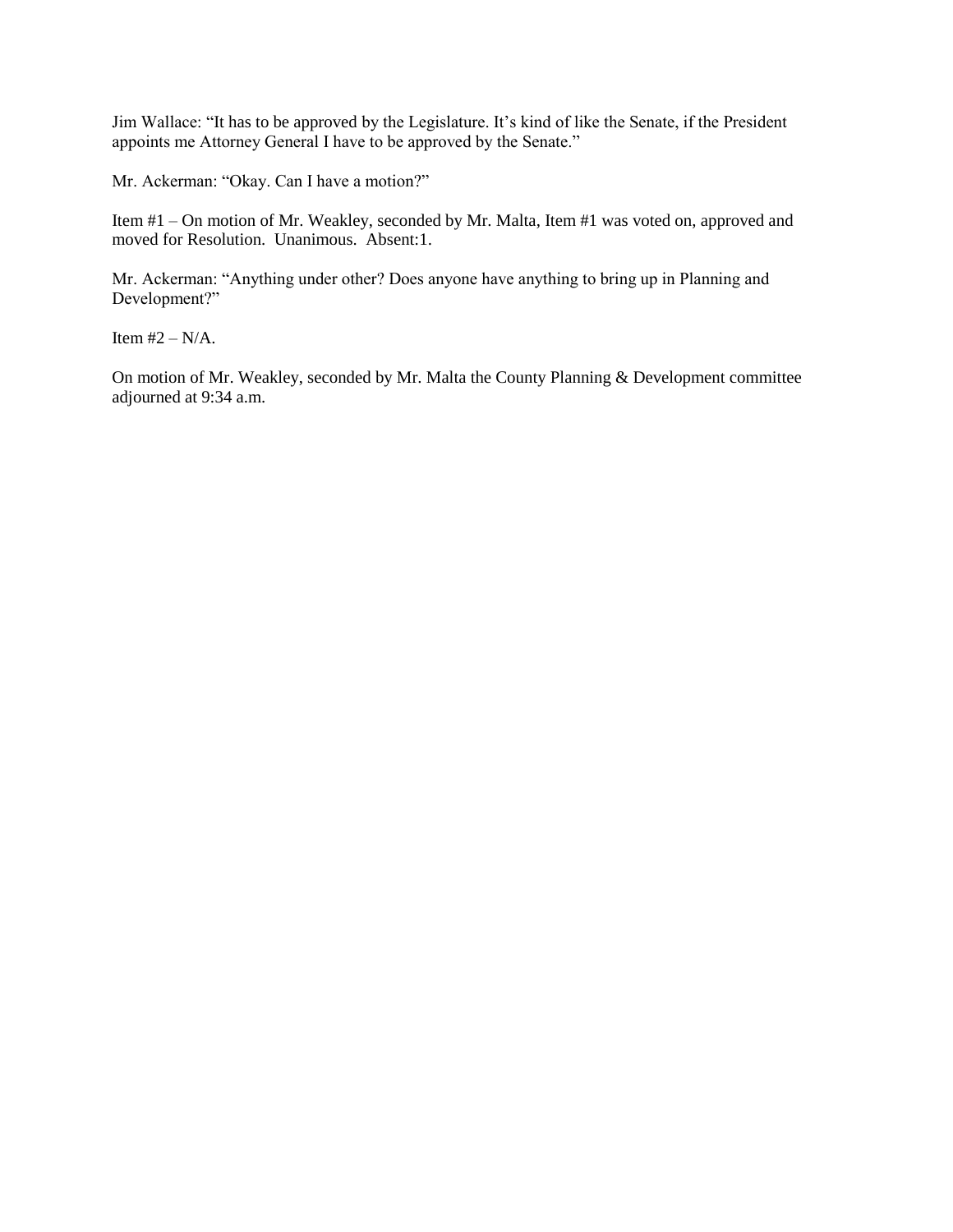Jim Wallace: "It has to be approved by the Legislature. It's kind of like the Senate, if the President appoints me Attorney General I have to be approved by the Senate."

Mr. Ackerman: "Okay. Can I have a motion?"

Item #1 – On motion of Mr. Weakley, seconded by Mr. Malta, Item #1 was voted on, approved and moved for Resolution. Unanimous. Absent:1.

Mr. Ackerman: "Anything under other? Does anyone have anything to bring up in Planning and Development?"

Item #2 – N/A.

On motion of Mr. Weakley, seconded by Mr. Malta the County Planning & Development committee adjourned at 9:34 a.m.